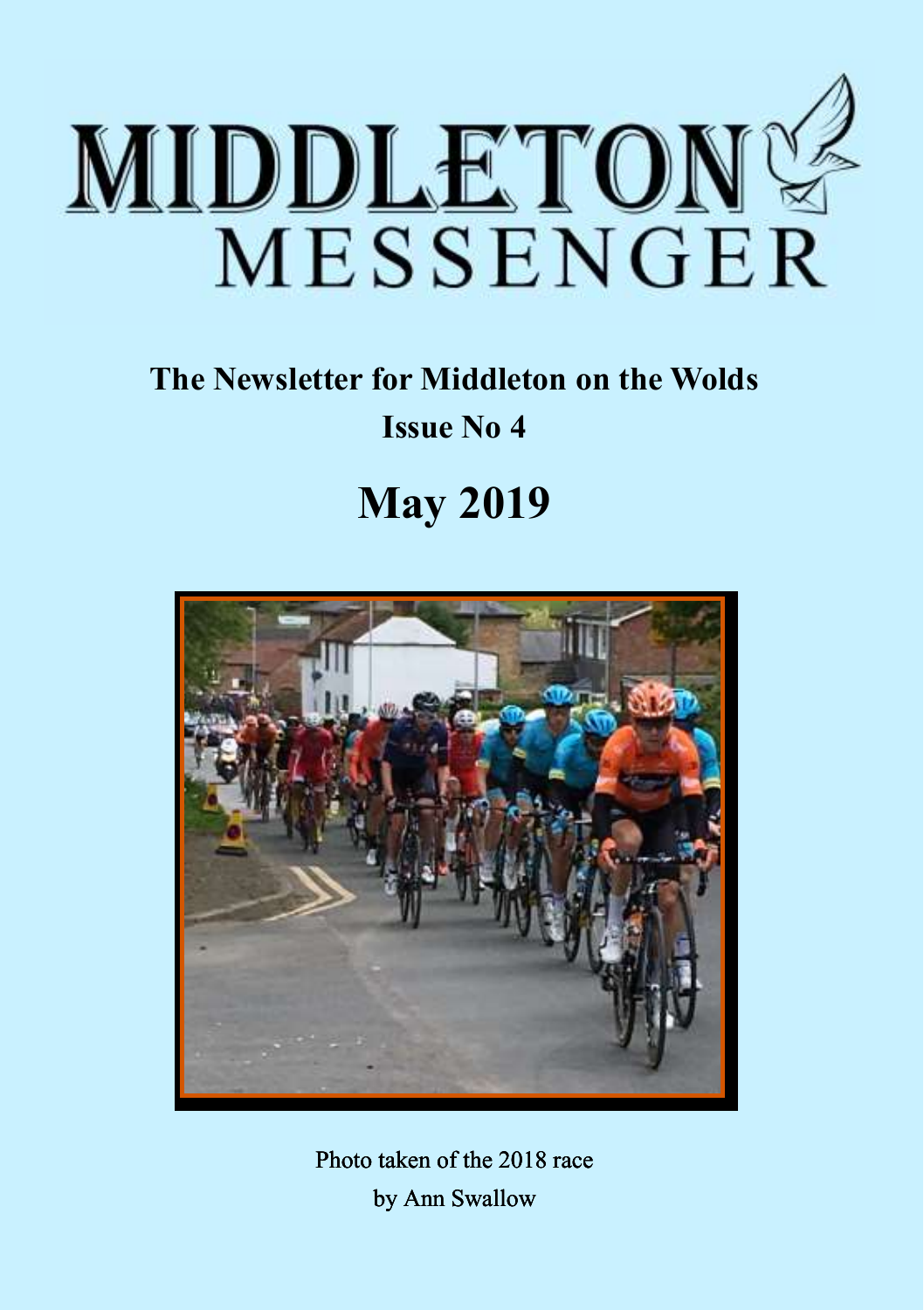# MIDDLETON MESSENGER

## The Newsletter for Middleton on the Wolds

**Issue No 4**

## May 2019

Photo taken of the 2018 race

by Ann Swallow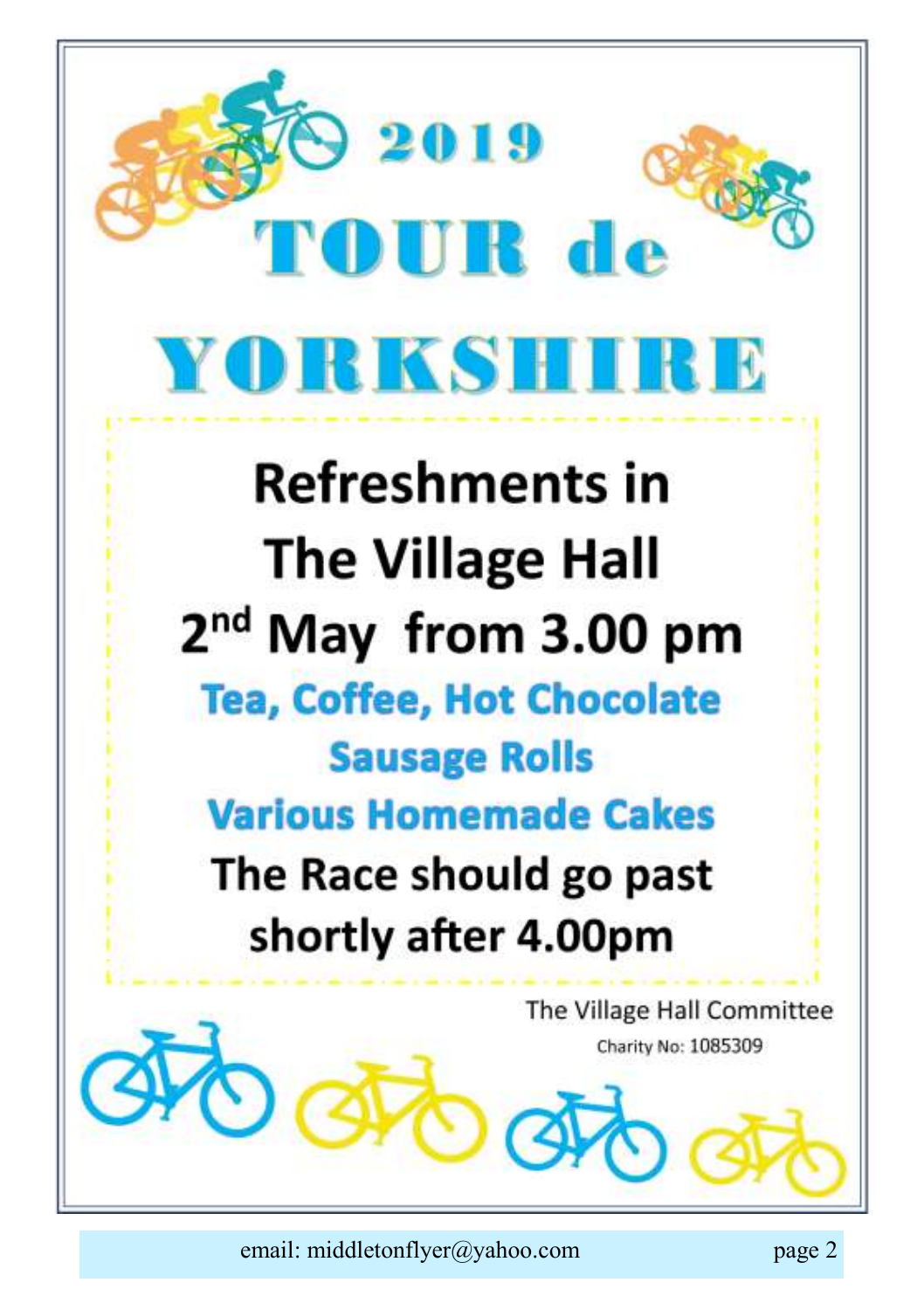# 2019 TOUR de YORKSHIRE

## Refreshments in The Village Hall

## 2nd May from 3.00 pm

**Tea, Coffee, Hot Chocolate**

**Sausage Rolls**

**Various Homemade Cakes**

**The Race should go past shortly after 4.00pm**

The Village Hall Committee

Charity No: 1085309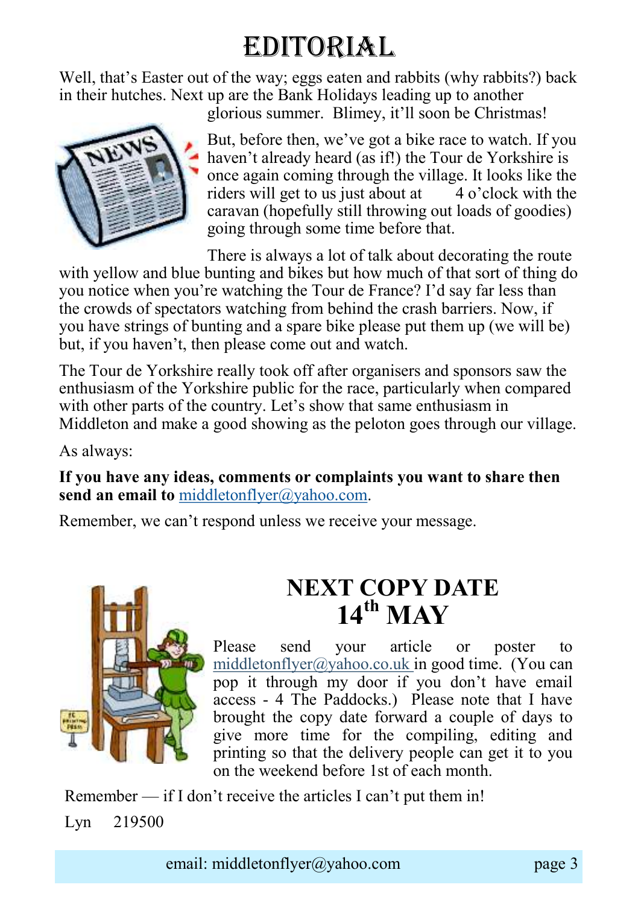# EDITORIAL

Well, that's Easter out of the way; eggs eaten and rabbits (why rabbits?) back in their hutches. Next up are the Bank Holidays leading up to another glorious summer. Blimey, it'll soon be Christmas!

But, before then, we've got a bike race to watch. If you haven't already heard (as if!) the Tour de Yorkshire is once again coming through the village. It looks like the riders will get to us just about at 4 o'clock with the caravan (hopefully still throwing out loads of goodies) going through some time before that.

There is always a lot of talk about decorating the route with yellow and blue bunting and bikes but how much of that sort of thing do you notice when you're watching the Tour de France? I'd say far less than the crowds of spectators watching from behind the crash barriers. Now, if you have strings of bunting and a spare bike please put them up (we will be) but, if you haven't, then please come out and watch.

The Tour de Yorkshire really took off after organisers and sponsors saw the enthusiasm of the Yorkshire public for the race, particularly when compared with other parts of the country. Let's show that same enthusiasm in Middleton and make a good showing as the peloton goes through our village.

As always:

**If you have any ideas, comments or complaints you want to share then send an email to** middletonflyer@yahoo.com.

Remember, we can't respond unless we receive your message.

## NEXT COPY DATE 14th MAY

Please send your article or poster to middletonflyer@yahoo.co.uk in good time. (You can pop it through my door if you don't have email access - 4 The Paddocks.) Please note that I have brought the copy date forward a couple of days to give more time for the compiling, editing and printing so that the delivery people can get it to you on the weekend before 1st of each month.

Remember — if I don't receive the articles I can't put them in!

Lyn 219500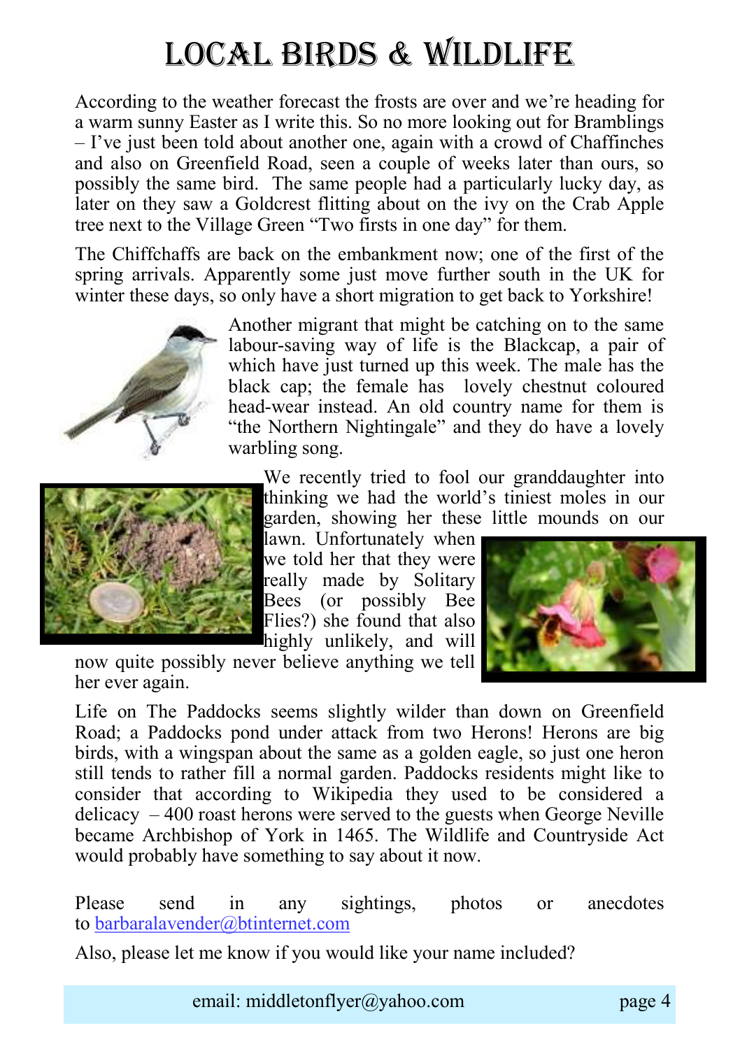# LOCAL BIRDS & WILDLIFE

According to the weather forecast the frosts are over and we're heading for a warm sunny Easter as I write this. So no more looking out for Bramblings – I've just been told about another one, again with a crowd of Chaffinches and also on Greenfield Road, seen a couple of weeks later than ours, so possibly the same bird. The same people had a particularly lucky day, as later on they saw a Goldcrest flitting about on the ivy on the Crab Apple tree next to the Village Green "Two firsts in one day" for them.

The Chiffchaffs are back on the embankment now; one of the first of the spring arrivals. Apparently some just move further south in the UK for winter these days, so only have a short migration to get back to Yorkshire!

Another migrant that might be catching on to the same labour-saving way of life is the Blackcap, a pair of which have just turned up this week. The male has the black cap; the female has lovely chestnut coloured head-wear instead. An old country name for them is "the Northern Nightingale" and they do have a lovely warbling song.

We recently tried to fool our granddaughter into thinking we had the world's tiniest moles in our garden, showing her these little mounds on our lawn. Unfortunately when we told her that they were really made by Solitary Bees (or possibly Bee Flies?) she found that also highly unlikely, and will now quite possibly never believe anything we tell her ever again.

Life on The Paddocks seems slightly wilder than down on Greenfield Road; a Paddocks pond under attack from two Herons! Herons are big birds, with a wingspan about the same as a golden eagle, so just one heron still tends to rather fill a normal garden. Paddocks residents might like to consider that according to Wikipedia they used to be considered a delicacy – 400 roast herons were served to the guests when George Neville became Archbishop of York in 1465. The Wildlife and Countryside Act would probably have something to say about it now.

Please send in any sightings, photos or anecdotes to barbaralavender@btinternet.com

Also, please let me know if you would like your name included?

email: middletonflyer@yahoo.com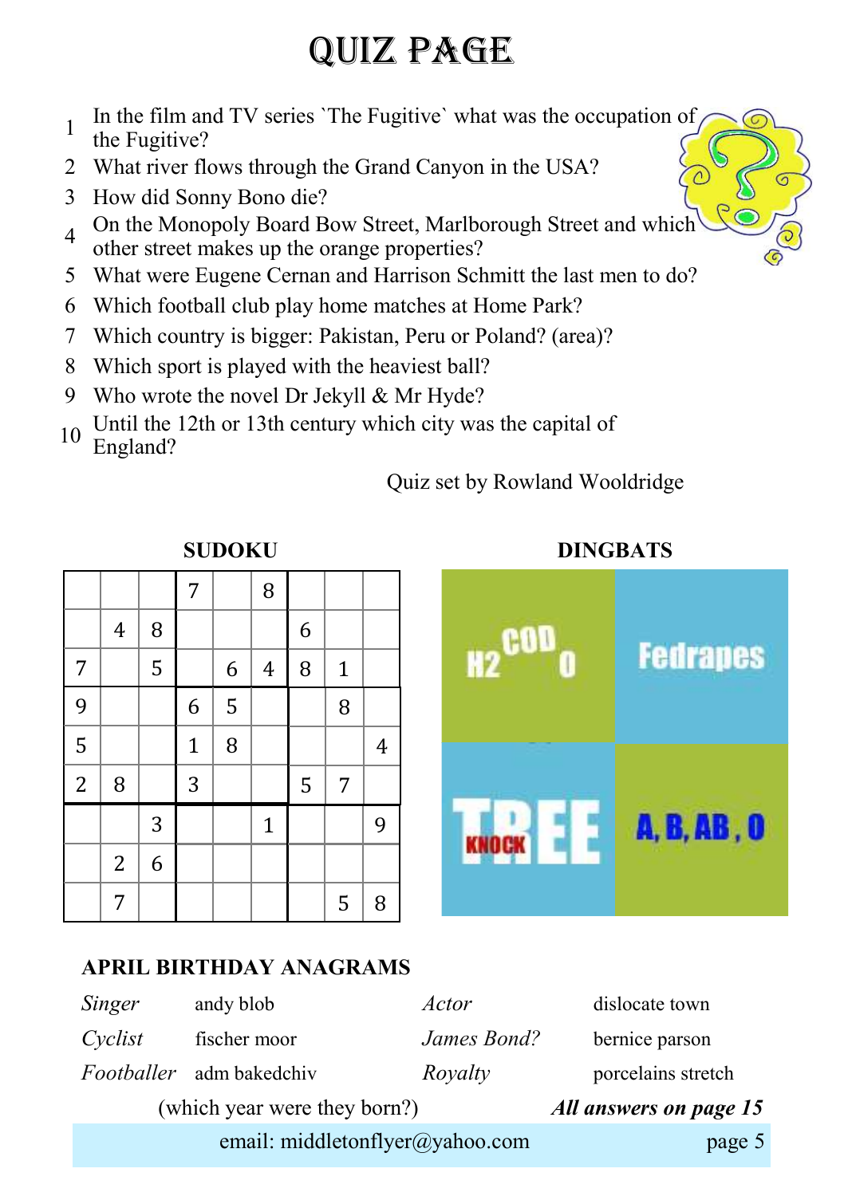# QUIZ PAGE

1. In the film and TV series `The Fugitive` what was the occupation of the Fugitive?
2. What river flows through the Grand Canyon in the USA?
3. How did Sonny Bono die?
4. On the Monopoly Board Bow Street, Marlborough Street and which other street makes up the orange properties?
5. What were Eugene Cernan and Harrison Schmitt the last men to do?
6. Which football club play home matches at Home Park?
7. Which country is bigger: Pakistan, Peru or Poland? (area)?
8. Which sport is played with the heaviest ball?
9. Who wrote the novel Dr Jekyll & Mr Hyde?
10. Until the 12th or 13th century which city was the capital of England?

Quiz set by Rowland Wooldridge

**SUDOKU**

| | | | | | | | | |
|---|---|---|---|---|---|---|---|---|
| | | | 7 | | 8 | | | |
| | 4 | 8 | | | | 6 | | |
| 7 | | 5 | | 6 | 4 | 8 | 1 | |
| 9 | | | 6 | 5 | | | 8 | |
| 5 | | | 1 | 8 | | | | 4 |
| 2 | 8 | | 3 | | | 5 | 7 | |
| | | 3 | | | 1 | | | 9 |
| | 2 | 6 | | | | | | |
| | 7 | | | | | | 5 | 8 |

**DINGBATS**

| | |
|---|---|
| H2 COD O | Fedrapes |
| KNOCK TREE | A, B, AB, O |

**APRIL BIRTHDAY ANAGRAMS**

| | | | |
|---|---|---|---|
| *Singer* | andy blob | *Actor* | dislocate town |
| *Cyclist* | fischer moor | *James Bond?* | bernice parson |
| *Footballer* | adm bakedchiv | *Royalty* | porcelains stretch |

(which year were they born?) ***All answers on page 15***

email: middletonflyer@yahoo.com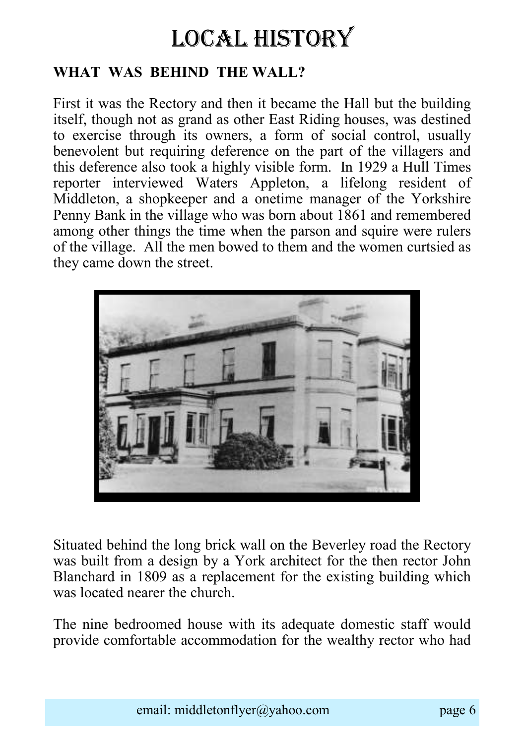# LOCAL HISTORY

**WHAT WAS BEHIND THE WALL?**

First it was the Rectory and then it became the Hall but the building itself, though not as grand as other East Riding houses, was destined to exercise through its owners, a form of social control, usually benevolent but requiring deference on the part of the villagers and this deference also took a highly visible form. In 1929 a Hull Times reporter interviewed Waters Appleton, a lifelong resident of Middleton, a shopkeeper and a onetime manager of the Yorkshire Penny Bank in the village who was born about 1861 and remembered among other things the time when the parson and squire were rulers of the village. All the men bowed to them and the women curtsied as they came down the street.

Situated behind the long brick wall on the Beverley road the Rectory was built from a design by a York architect for the then rector John Blanchard in 1809 as a replacement for the existing building which was located nearer the church.

The nine bedroomed house with its adequate domestic staff would provide comfortable accommodation for the wealthy rector who had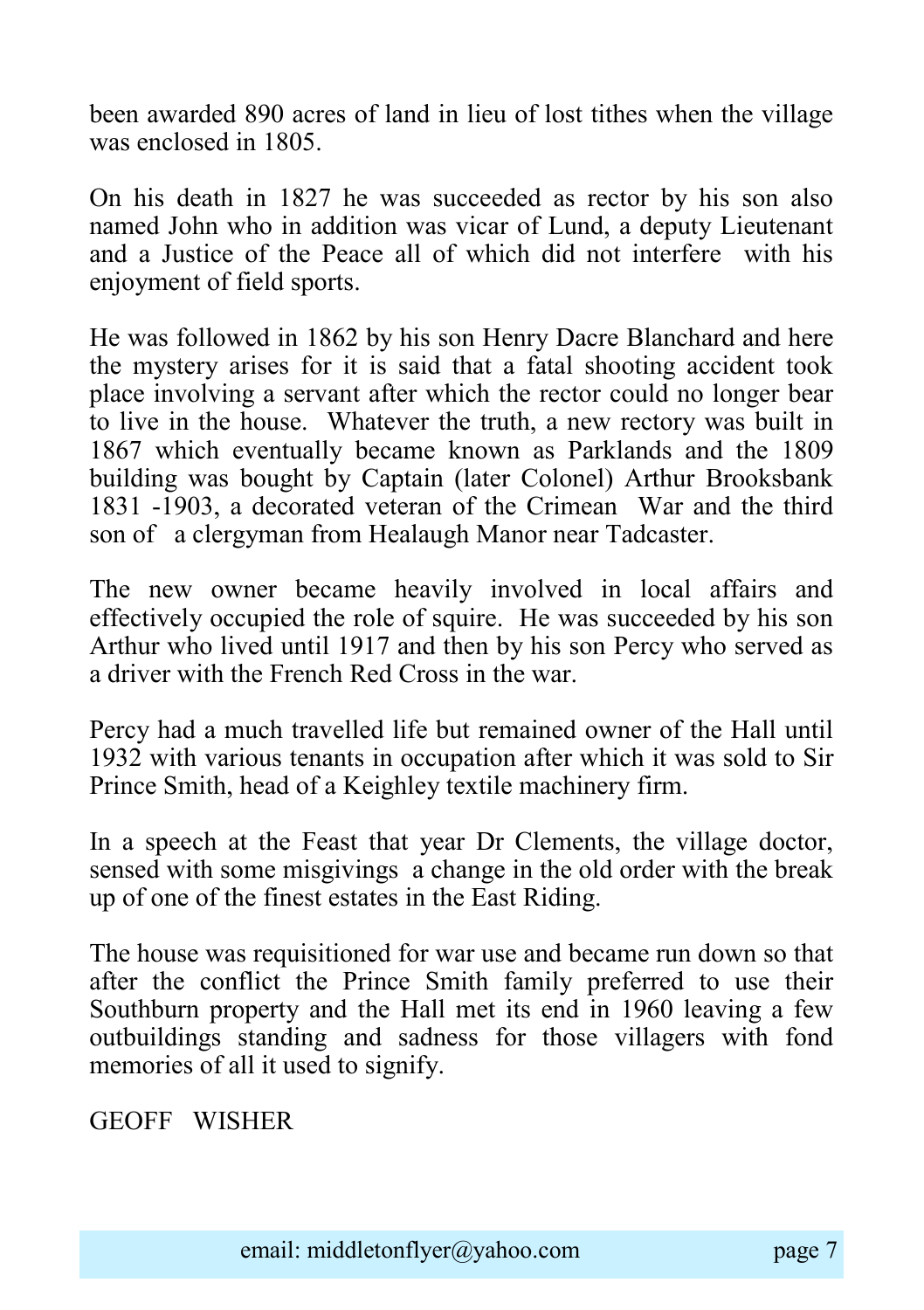been awarded 890 acres of land in lieu of lost tithes when the village was enclosed in 1805.

On his death in 1827 he was succeeded as rector by his son also named John who in addition was vicar of Lund, a deputy Lieutenant and a Justice of the Peace all of which did not interfere with his enjoyment of field sports.

He was followed in 1862 by his son Henry Dacre Blanchard and here the mystery arises for it is said that a fatal shooting accident took place involving a servant after which the rector could no longer bear to live in the house. Whatever the truth, a new rectory was built in 1867 which eventually became known as Parklands and the 1809 building was bought by Captain (later Colonel) Arthur Brooksbank 1831 -1903, a decorated veteran of the Crimean War and the third son of a clergyman from Healaugh Manor near Tadcaster.

The new owner became heavily involved in local affairs and effectively occupied the role of squire. He was succeeded by his son Arthur who lived until 1917 and then by his son Percy who served as a driver with the French Red Cross in the war.

Percy had a much travelled life but remained owner of the Hall until 1932 with various tenants in occupation after which it was sold to Sir Prince Smith, head of a Keighley textile machinery firm.

In a speech at the Feast that year Dr Clements, the village doctor, sensed with some misgivings a change in the old order with the break up of one of the finest estates in the East Riding.

The house was requisitioned for war use and became run down so that after the conflict the Prince Smith family preferred to use their Southburn property and the Hall met its end in 1960 leaving a few outbuildings standing and sadness for those villagers with fond memories of all it used to signify.

GEOFF WISHER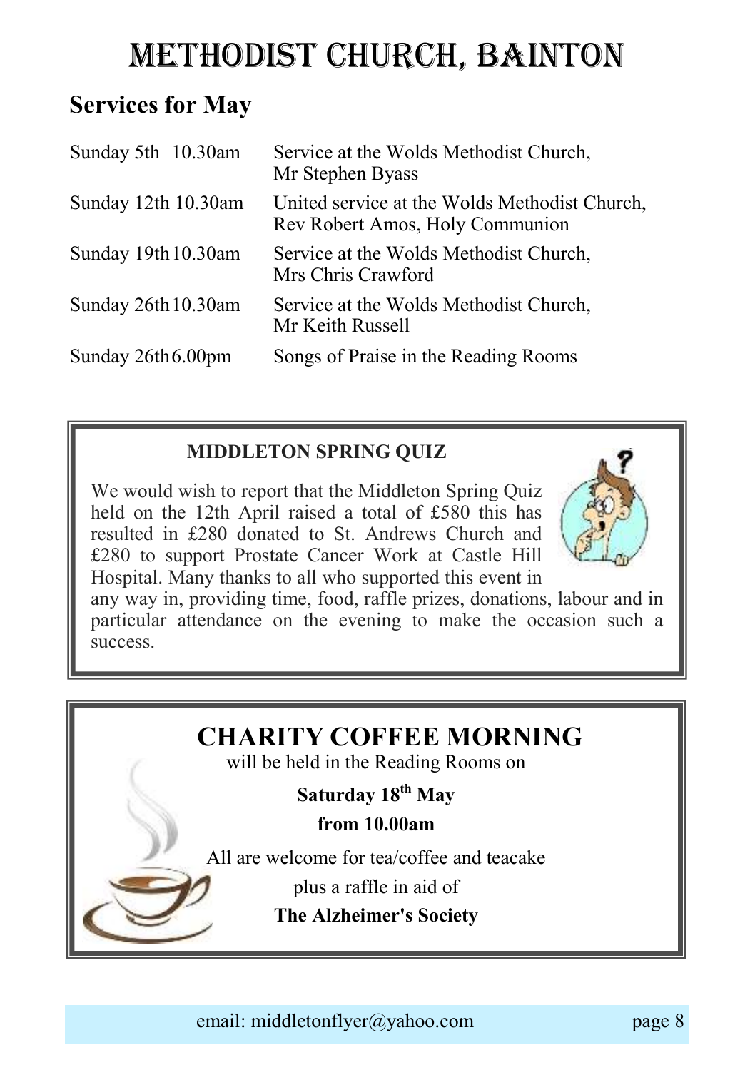# METHODIST CHURCH, BAINTON

## Services for May

| | |
|---|---|
| Sunday 5th 10.30am | Service at the Wolds Methodist Church, Mr Stephen Byass |
| Sunday 12th 10.30am | United service at the Wolds Methodist Church, Rev Robert Amos, Holy Communion |
| Sunday 19th 10.30am | Service at the Wolds Methodist Church, Mrs Chris Crawford |
| Sunday 26th 10.30am | Service at the Wolds Methodist Church, Mr Keith Russell |
| Sunday 26th 6.00pm | Songs of Praise in the Reading Rooms |

### MIDDLETON SPRING QUIZ

We would wish to report that the Middleton Spring Quiz held on the 12th April raised a total of £580 this has resulted in £280 donated to St. Andrews Church and £280 to support Prostate Cancer Work at Castle Hill Hospital. Many thanks to all who supported this event in any way in, providing time, food, raffle prizes, donations, labour and in particular attendance on the evening to make the occasion such a success.

## CHARITY COFFEE MORNING

will be held in the Reading Rooms on

**Saturday 18th May**

**from 10.00am**

All are welcome for tea/coffee and teacake

plus a raffle in aid of

**The Alzheimer's Society**

email: middletonflyer@yahoo.com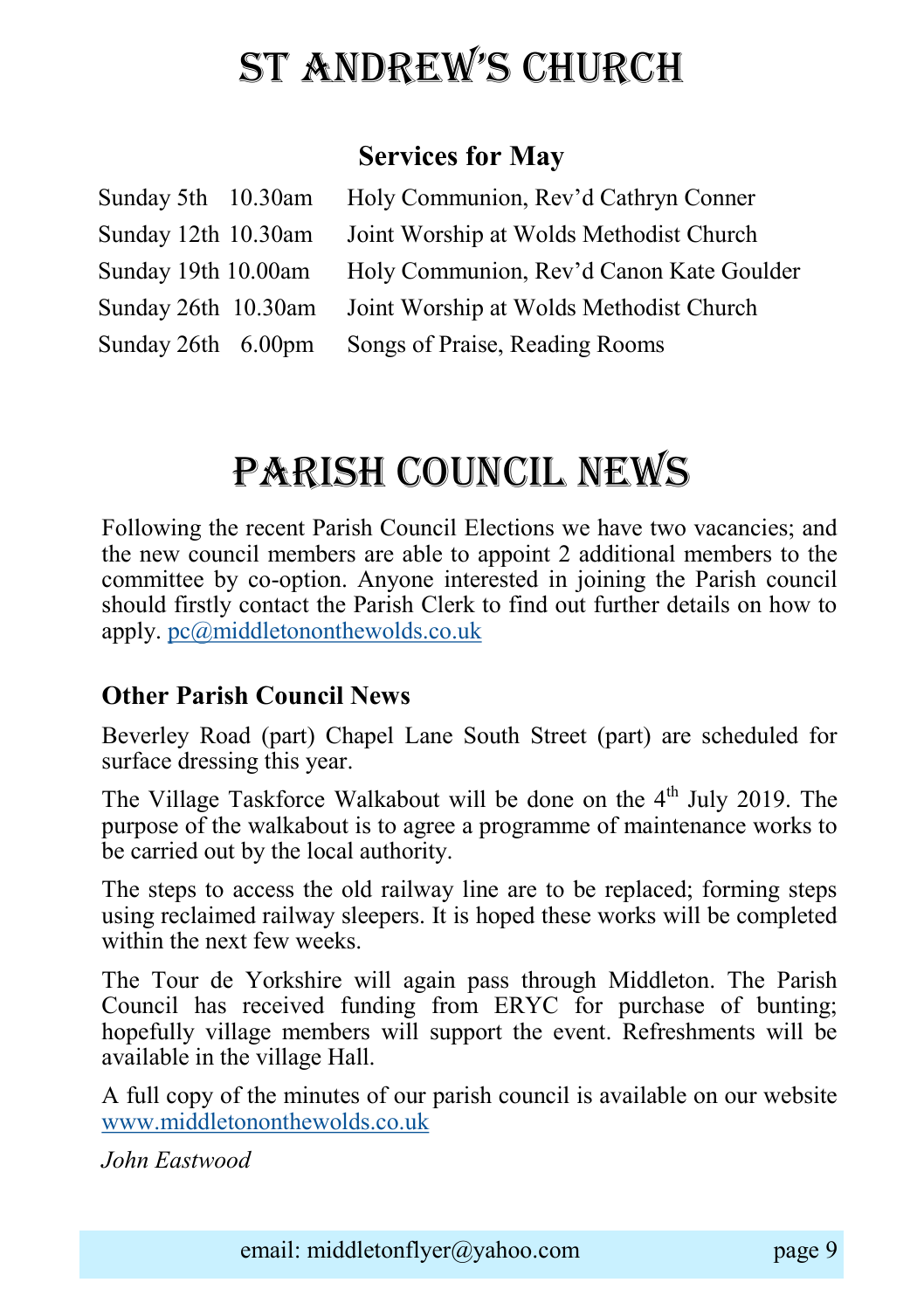# ST ANDREW'S CHURCH

## Services for May

| | | |
|---|---|---|
| Sunday 5th | 10.30am | Holy Communion, Rev'd Cathryn Conner |
| Sunday 12th | 10.30am | Joint Worship at Wolds Methodist Church |
| Sunday 19th | 10.00am | Holy Communion, Rev'd Canon Kate Goulder |
| Sunday 26th | 10.30am | Joint Worship at Wolds Methodist Church |
| Sunday 26th | 6.00pm | Songs of Praise, Reading Rooms |

# PARISH COUNCIL NEWS

Following the recent Parish Council Elections we have two vacancies; and the new council members are able to appoint 2 additional members to the committee by co-option. Anyone interested in joining the Parish council should firstly contact the Parish Clerk to find out further details on how to apply. pc@middletononthewolds.co.uk

### Other Parish Council News

Beverley Road (part) Chapel Lane South Street (part) are scheduled for surface dressing this year.

The Village Taskforce Walkabout will be done on the 4th July 2019. The purpose of the walkabout is to agree a programme of maintenance works to be carried out by the local authority.

The steps to access the old railway line are to be replaced; forming steps using reclaimed railway sleepers. It is hoped these works will be completed within the next few weeks.

The Tour de Yorkshire will again pass through Middleton. The Parish Council has received funding from ERYC for purchase of bunting; hopefully village members will support the event. Refreshments will be available in the village Hall.

A full copy of the minutes of our parish council is available on our website www.middletononthewolds.co.uk

*John Eastwood*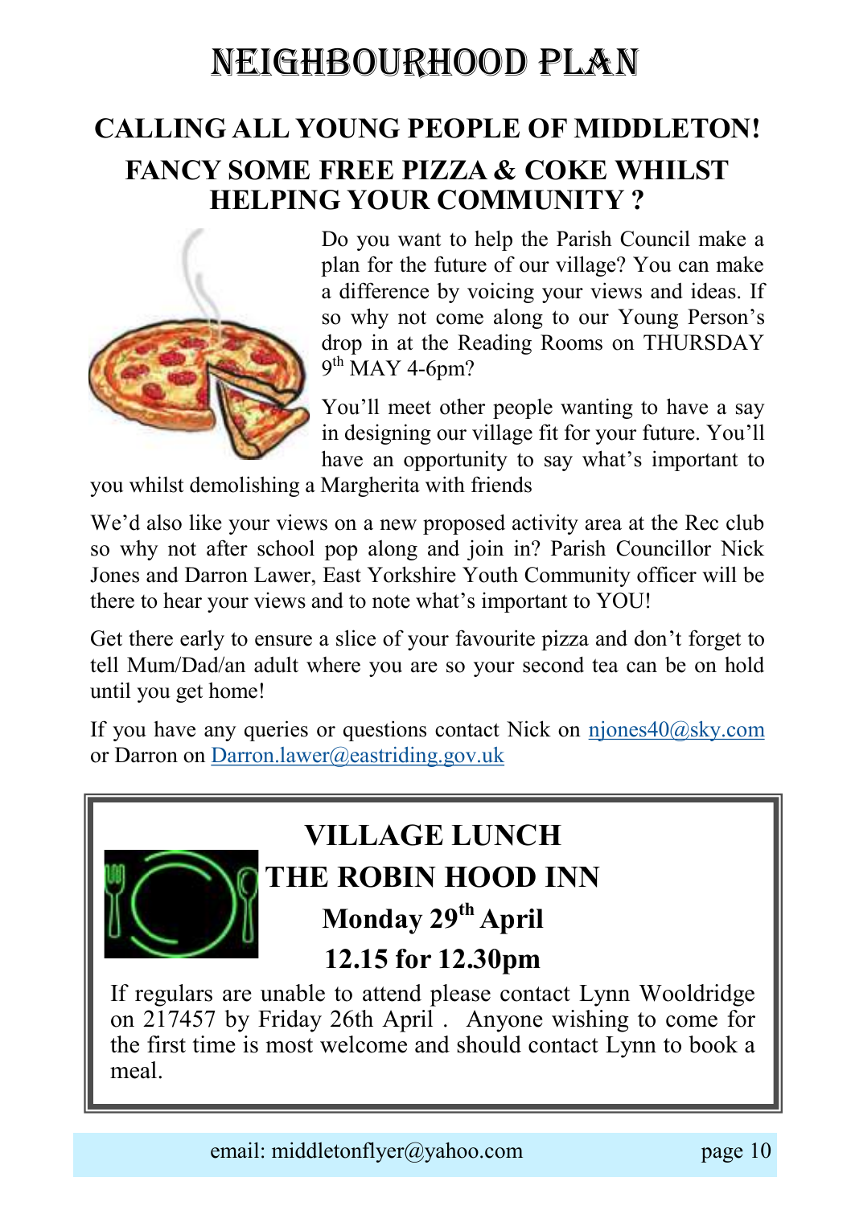# NEIGHBOURHOOD PLAN

## CALLING ALL YOUNG PEOPLE OF MIDDLETON!

## FANCY SOME FREE PIZZA & COKE WHILST HELPING YOUR COMMUNITY ?

Do you want to help the Parish Council make a plan for the future of our village? You can make a difference by voicing your views and ideas. If so why not come along to our Young Person's drop in at the Reading Rooms on THURSDAY 9th MAY 4-6pm?

You'll meet other people wanting to have a say in designing our village fit for your future. You'll have an opportunity to say what's important to you whilst demolishing a Margherita with friends

We'd also like your views on a new proposed activity area at the Rec club so why not after school pop along and join in? Parish Councillor Nick Jones and Darron Lawer, East Yorkshire Youth Community officer will be there to hear your views and to note what's important to YOU!

Get there early to ensure a slice of your favourite pizza and don't forget to tell Mum/Dad/an adult where you are so your second tea can be on hold until you get home!

If you have any queries or questions contact Nick on njones40@sky.com or Darron on Darron.lawer@eastriding.gov.uk

## VILLAGE LUNCH

## THE ROBIN HOOD INN

### Monday 29th April

### 12.15 for 12.30pm

If regulars are unable to attend please contact Lynn Wooldridge on 217457 by Friday 26th April . Anyone wishing to come for the first time is most welcome and should contact Lynn to book a meal.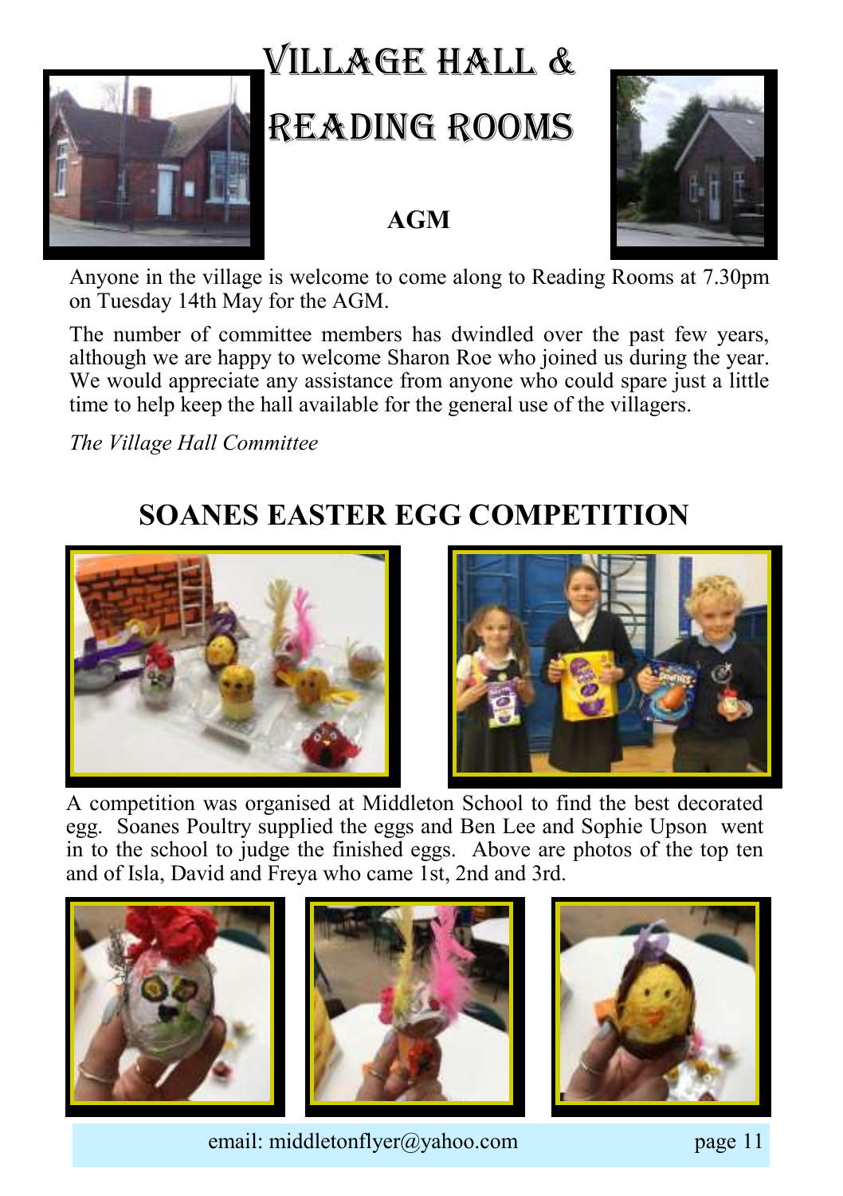# Village Hall & Reading Rooms

**AGM**

Anyone in the village is welcome to come along to Reading Rooms at 7.30pm on Tuesday 14th May for the AGM.

The number of committee members has dwindled over the past few years, although we are happy to welcome Sharon Roe who joined us during the year. We would appreciate any assistance from anyone who could spare just a little time to help keep the hall available for the general use of the villagers.

*The Village Hall Committee*

## SOANES EASTER EGG COMPETITION

A competition was organised at Middleton School to find the best decorated egg. Soanes Poultry supplied the eggs and Ben Lee and Sophie Upson went in to the school to judge the finished eggs. Above are photos of the top ten and of Isla, David and Freya who came 1st, 2nd and 3rd.

email: middletonflyer@yahoo.com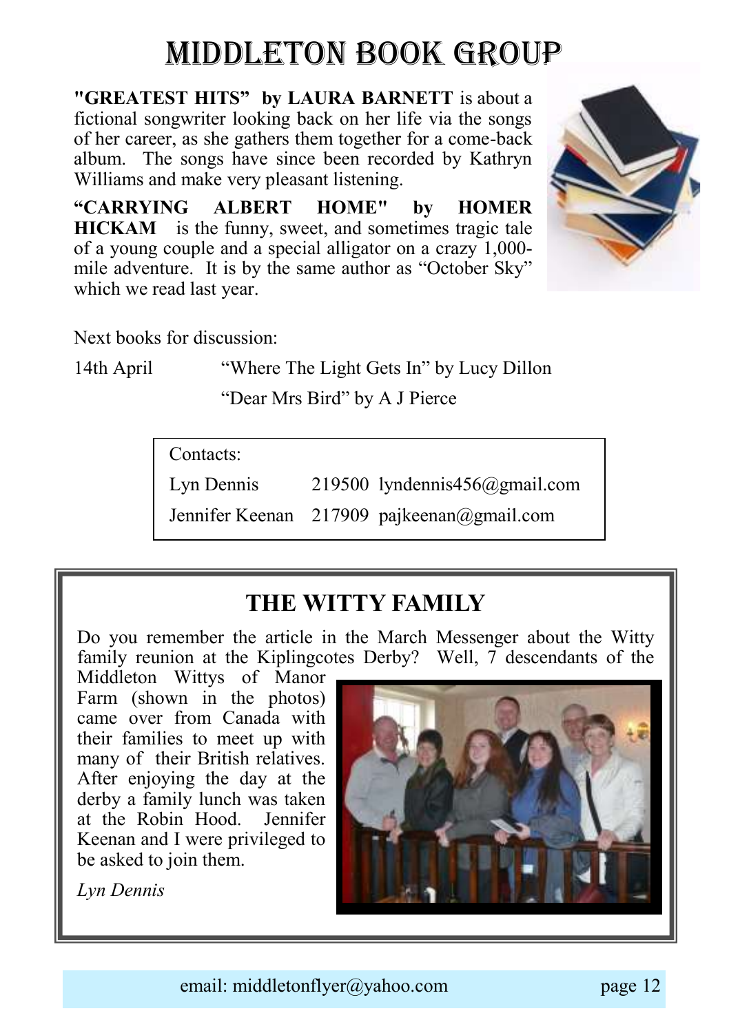# MIDDLETON BOOK GROUP

**"GREATEST HITS" by LAURA BARNETT** is about a fictional songwriter looking back on her life via the songs of her career, as she gathers them together for a come-back album. The songs have since been recorded by Kathryn Williams and make very pleasant listening.

**"CARRYING ALBERT HOME" by HOMER HICKAM** is the funny, sweet, and sometimes tragic tale of a young couple and a special alligator on a crazy 1,000-mile adventure. It is by the same author as "October Sky" which we read last year.

Next books for discussion:

14th April — "Where The Light Gets In" by Lucy Dillon
"Dear Mrs Bird" by A J Pierce

| Contacts: | | |
|---|---|---|
| Lyn Dennis | 219500 | lyndennis456@gmail.com |
| Jennifer Keenan | 217909 | pajkeenan@gmail.com |

## THE WITTY FAMILY

Do you remember the article in the March Messenger about the Witty family reunion at the Kiplingcotes Derby? Well, 7 descendants of the Middleton Wittys of Manor Farm (shown in the photos) came over from Canada with their families to meet up with many of their British relatives. After enjoying the day at the derby a family lunch was taken at the Robin Hood. Jennifer Keenan and I were privileged to be asked to join them.

*Lyn Dennis*

email: middletonflyer@yahoo.com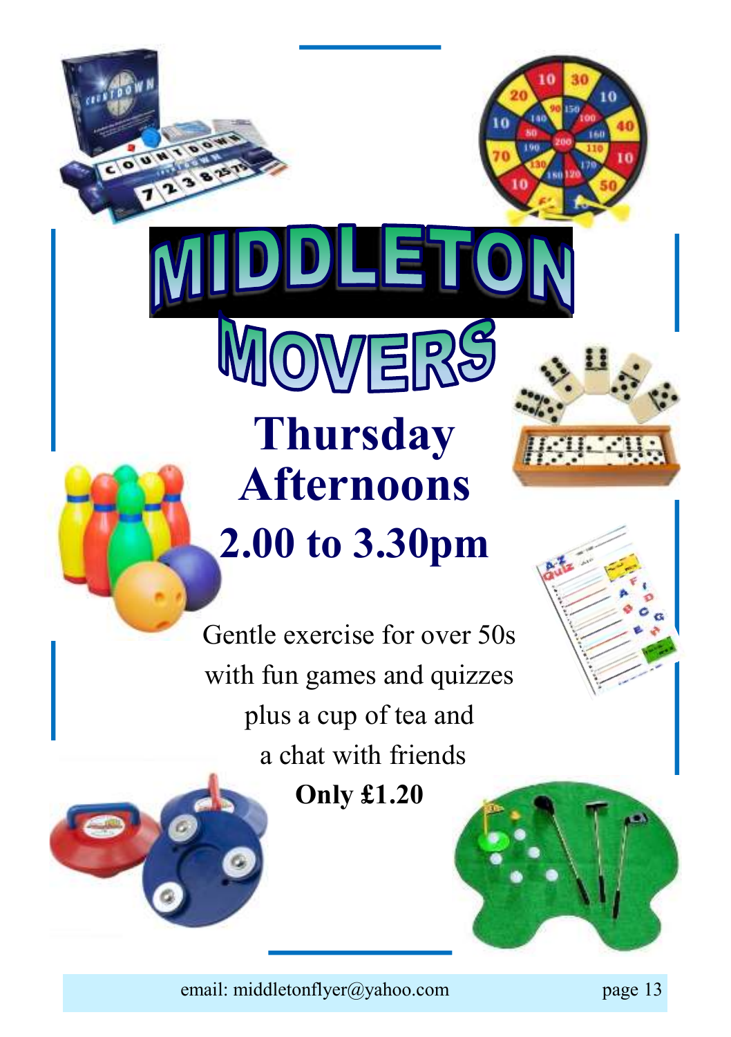# MIDDLETON MOVERS

## Thursday Afternoons

## 2.00 to 3.30pm

Gentle exercise for over 50s
with fun games and quizzes
plus a cup of tea and
a chat with friends

**Only £1.20**

email: middletonflyer@yahoo.com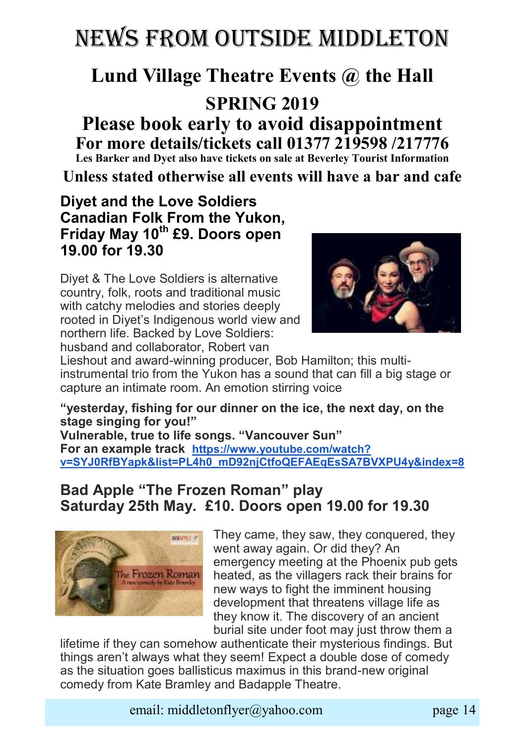# NEWS FROM OUTSIDE MIDDLETON

## Lund Village Theatre Events @ the Hall

## SPRING 2019

## Please book early to avoid disappointment

**For more details/tickets call 01377 219598 /217776**

**Les Barker and Dyet also have tickets on sale at Beverley Tourist Information**

**Unless stated otherwise all events will have a bar and cafe**

### Diyet and the Love Soldiers Canadian Folk From the Yukon, Friday May 10th £9. Doors open 19.00 for 19.30

Diyet & The Love Soldiers is alternative country, folk, roots and traditional music with catchy melodies and stories deeply rooted in Diyet's Indigenous world view and northern life. Backed by Love Soldiers: husband and collaborator, Robert van Lieshout and award-winning producer, Bob Hamilton; this multi-instrumental trio from the Yukon has a sound that can fill a big stage or capture an intimate room. An emotion stirring voice

**"yesterday, fishing for our dinner on the ice, the next day, on the stage singing for you!"**

**Vulnerable, true to life songs. "Vancouver Sun"**

**For an example track** https://www.youtube.com/watch?v=SYJ0RfBYapk&list=PL4h0_mD92njCtfoQEFAEqEsSA7BVXPU4y&index=8

### Bad Apple "The Frozen Roman" play Saturday 25th May. £10. Doors open 19.00 for 19.30

They came, they saw, they conquered, they went away again. Or did they? An emergency meeting at the Phoenix pub gets heated, as the villagers rack their brains for new ways to fight the imminent housing development that threatens village life as they know it. The discovery of an ancient burial site under foot may just throw them a lifetime if they can somehow authenticate their mysterious findings. But things aren't always what they seem! Expect a double dose of comedy as the situation goes ballisticus maximus in this brand-new original comedy from Kate Bramley and Badapple Theatre.

email: middletonflyer@yahoo.com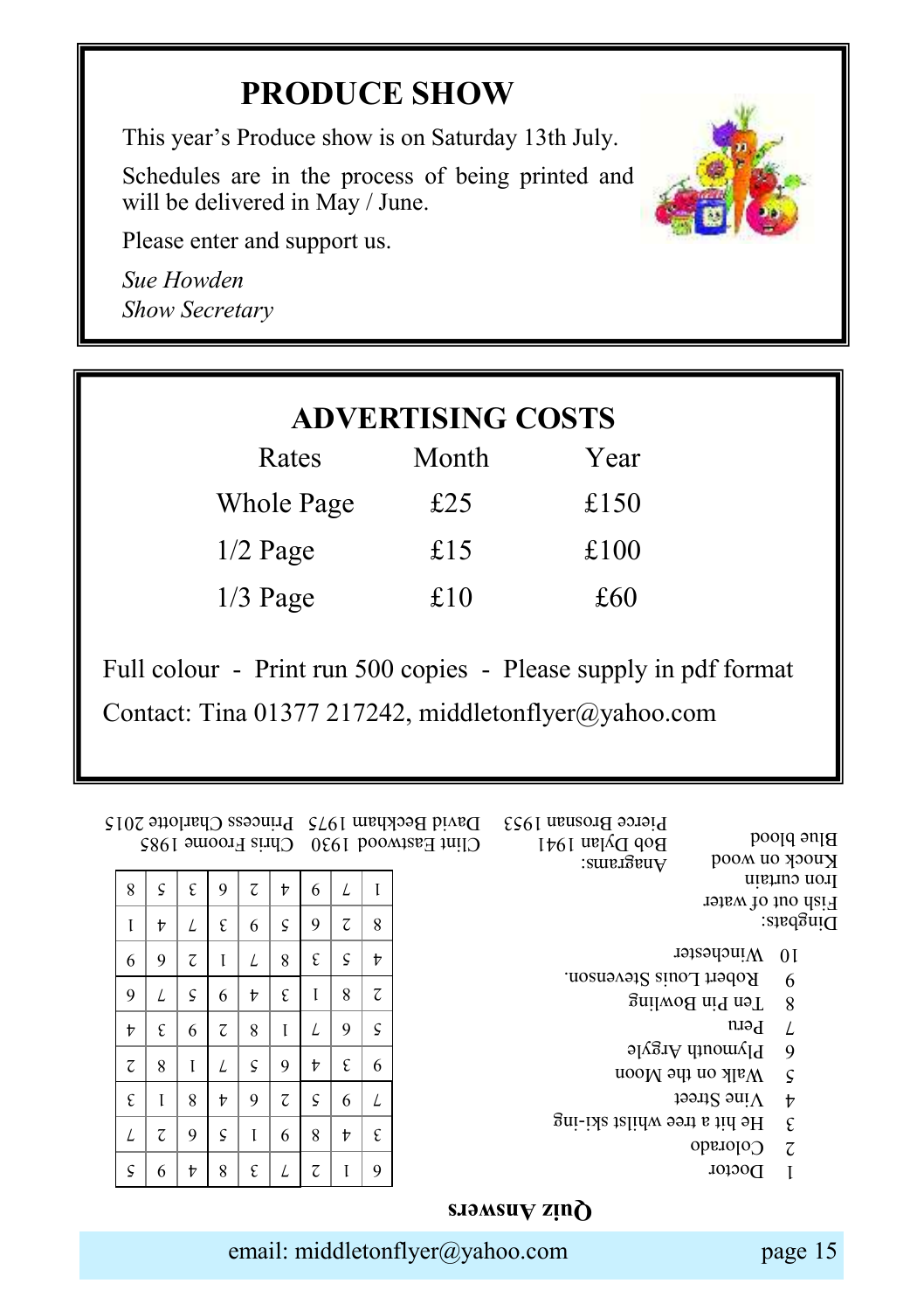# PRODUCE SHOW

This year's Produce show is on Saturday 13th July.

Schedules are in the process of being printed and will be delivered in May / June.

Please enter and support us.

*Sue Howden*
*Show Secretary*

# ADVERTISING COSTS

| Rates | Month | Year |
|---|---|---|
| Whole Page | £25 | £150 |
| 1/2 Page | £15 | £100 |
| 1/3 Page | £10 | £60 |

Full colour - Print run 500 copies - Please supply in pdf format

Contact: Tina 01377 217242, middletonflyer@yahoo.com

## Quiz Answers

1. Doctor
2. Colorado
3. He hit a tree whilst ski-ing
4. Vine Street
5. Walk on the Moon
6. Plymouth Argyle
7. Peru
8. Ten Pin Bowling
9. Robert Louis Stevenson.
10. Winchester

Dingbats:
Fish out of water
Iron curtain
Knock on wood
Blue blood

Anagrams:
Bob Dylan 1941
Pierce Brosnan 1953
Clint Eastwood 1930
David Beckham 1975
Chris Froome 1985
Princess Charlotte 2015

| 6 | 1 | 2 | 7 | 3 | 8 | 4 | 9 | 5 |
|---|---|---|---|---|---|---|---|---|
| 3 | 4 | 8 | 9 | 1 | 5 | 6 | 2 | 7 |
| 7 | 9 | 5 | 2 | 6 | 4 | 8 | 1 | 3 |
| 9 | 3 | 4 | 6 | 5 | 7 | 1 | 8 | 2 |
| 5 | 6 | 7 | 1 | 8 | 2 | 9 | 3 | 4 |
| 2 | 8 | 1 | 3 | 4 | 9 | 5 | 7 | 6 |
| 4 | 5 | 3 | 8 | 7 | 1 | 2 | 6 | 9 |
| 8 | 2 | 6 | 5 | 9 | 3 | 7 | 4 | 1 |
| 1 | 7 | 9 | 4 | 2 | 6 | 3 | 5 | 8 |

email: middletonflyer@yahoo.com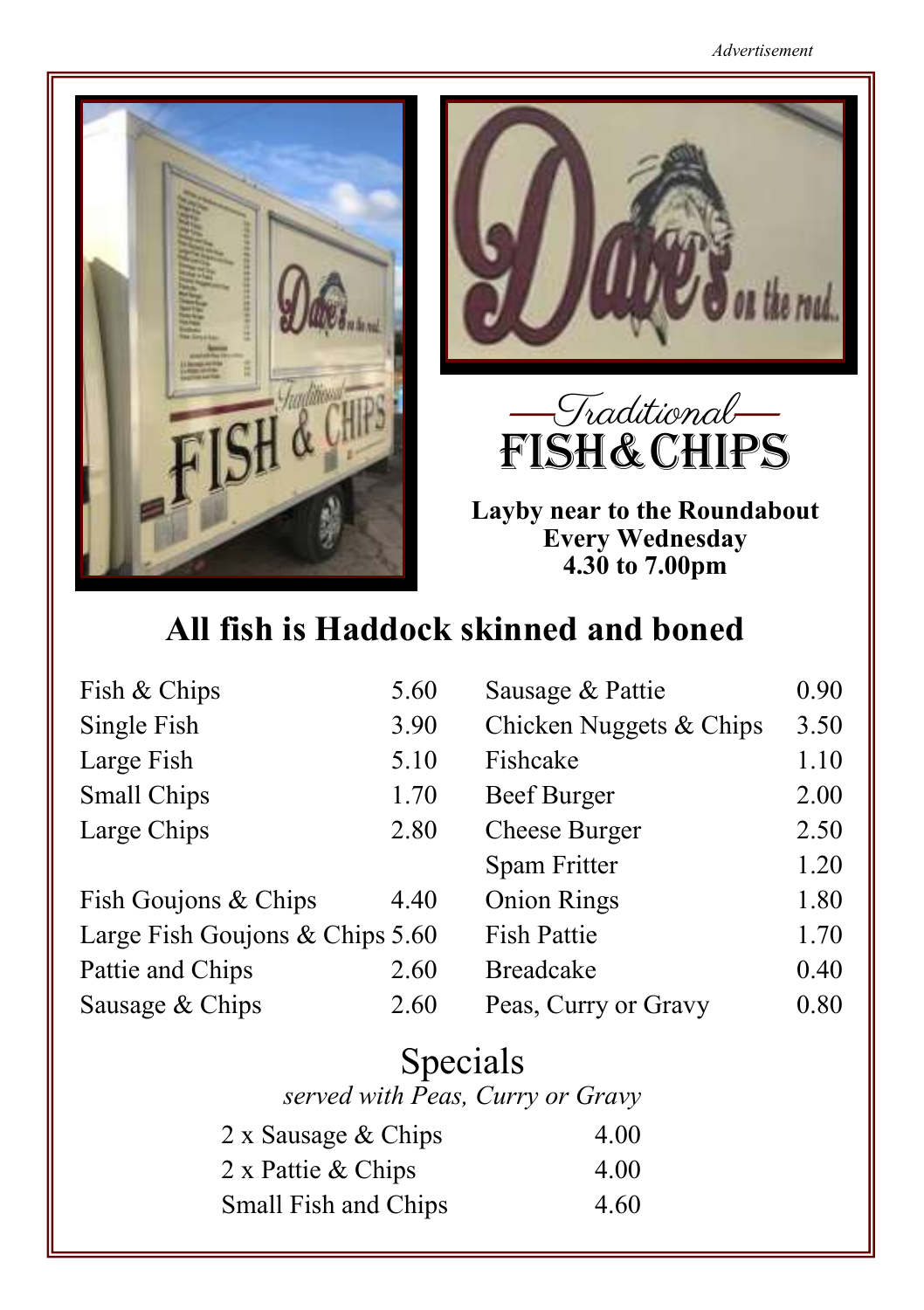*Advertisement*

## Traditional FISH & CHIPS

**Layby near to the Roundabout**
**Every Wednesday**
**4.30 to 7.00pm**

# All fish is Haddock skinned and boned

| | |
|---|---|
| Fish & Chips | 5.60 |
| Single Fish | 3.90 |
| Large Fish | 5.10 |
| Small Chips | 1.70 |
| Large Chips | 2.80 |
| Fish Goujons & Chips | 4.40 |
| Large Fish Goujons & Chips | 5.60 |
| Pattie and Chips | 2.60 |
| Sausage & Chips | 2.60 |
| Sausage & Pattie | 0.90 |
| Chicken Nuggets & Chips | 3.50 |
| Fishcake | 1.10 |
| Beef Burger | 2.00 |
| Cheese Burger | 2.50 |
| Spam Fritter | 1.20 |
| Onion Rings | 1.80 |
| Fish Pattie | 1.70 |
| Breadcake | 0.40 |
| Peas, Curry or Gravy | 0.80 |

## Specials

*served with Peas, Curry or Gravy*

| | |
|---|---|
| 2 x Sausage & Chips | 4.00 |
| 2 x Pattie & Chips | 4.00 |
| Small Fish and Chips | 4.60 |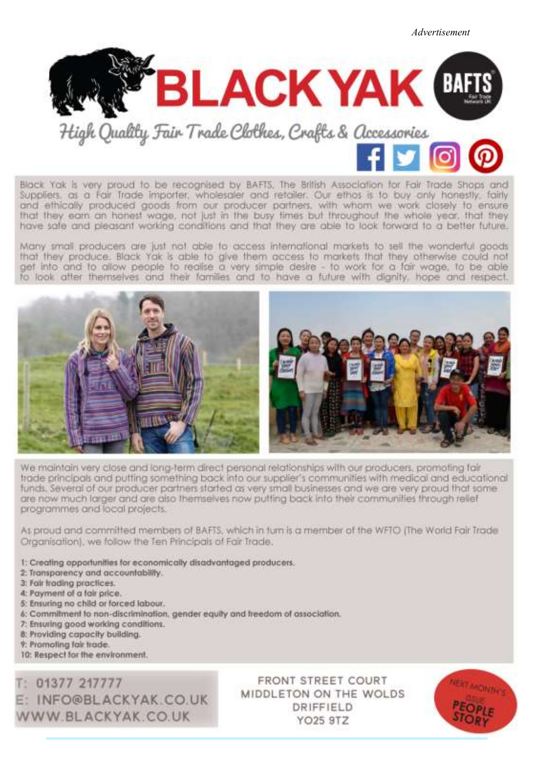*Advertisement*

# BLACK YAK

*High Quality Fair Trade Clothes, Crafts & Accessories*

Black Yak is very proud to be recognised by BAFTS, The British Association for Fair Trade Shops and Suppliers, as a Fair Trade importer, wholesaler and retailer. Our ethos is to buy only honestly, fairly and ethically produced goods from our producer partners, with whom we work closely to ensure that they earn an honest wage, not just in the busy times but throughout the whole year, that they have safe and pleasant working conditions and that they are able to look forward to a better future.

Many small producers are just not able to access international markets to sell the wonderful goods that they produce. Black Yak is able to give them access to markets that they otherwise could not get into and to allow people to realise a very simple desire - to work for a fair wage, to be able to look after themselves and their families and to have a future with dignity, hope and respect.

We maintain very close and long-term direct personal relationships with our producers, promoting fair trade principals and putting something back into our supplier's communities with medical and educational funds. Several of our producer partners started as very small businesses and we are very proud that some are now much larger and are also themselves now putting back into their communities through relief programmes and local projects.

As proud and committed members of BAFTS, which in turn is a member of the WFTO (The World Fair Trade Organisation), we follow the Ten Principals of Fair Trade.

**1: Creating opportunities for economically disadvantaged producers.**
**2: Transparency and accountability.**
**3: Fair trading practices.**
**4: Payment of a fair price.**
**5: Ensuring no child or forced labour.**
**6: Commitment to non-discrimination, gender equity and freedom of association.**
**7: Ensuring good working conditions.**
**8: Providing capacity building.**
**9: Promoting fair trade.**
**10: Respect for the environment.**

T: 01377 217777
E: INFO@BLACKYAK.CO.UK
WWW.BLACKYAK.CO.UK

FRONT STREET COURT
MIDDLETON ON THE WOLDS
DRIFFIELD
YO25 9TZ

NEXT MONTH'S ISSUE PEOPLE STORY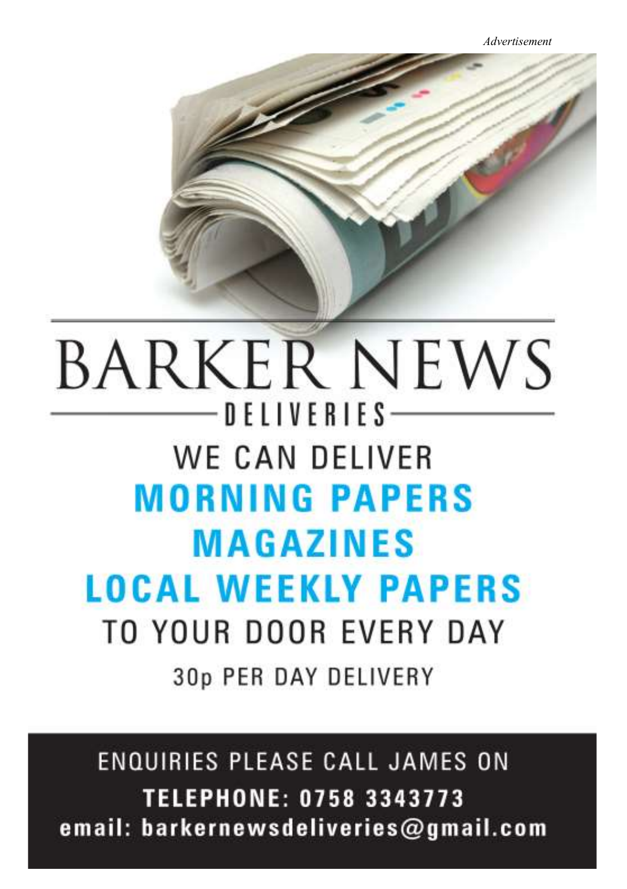*Advertisement*

# BARKER NEWS

## DELIVERIES

WE CAN DELIVER

**MORNING PAPERS**

**MAGAZINES**

**LOCAL WEEKLY PAPERS**

TO YOUR DOOR EVERY DAY

30p PER DAY DELIVERY

ENQUIRIES PLEASE CALL JAMES ON

**TELEPHONE: 0758 3343773**

**email: barkernewsdeliveries@gmail.com**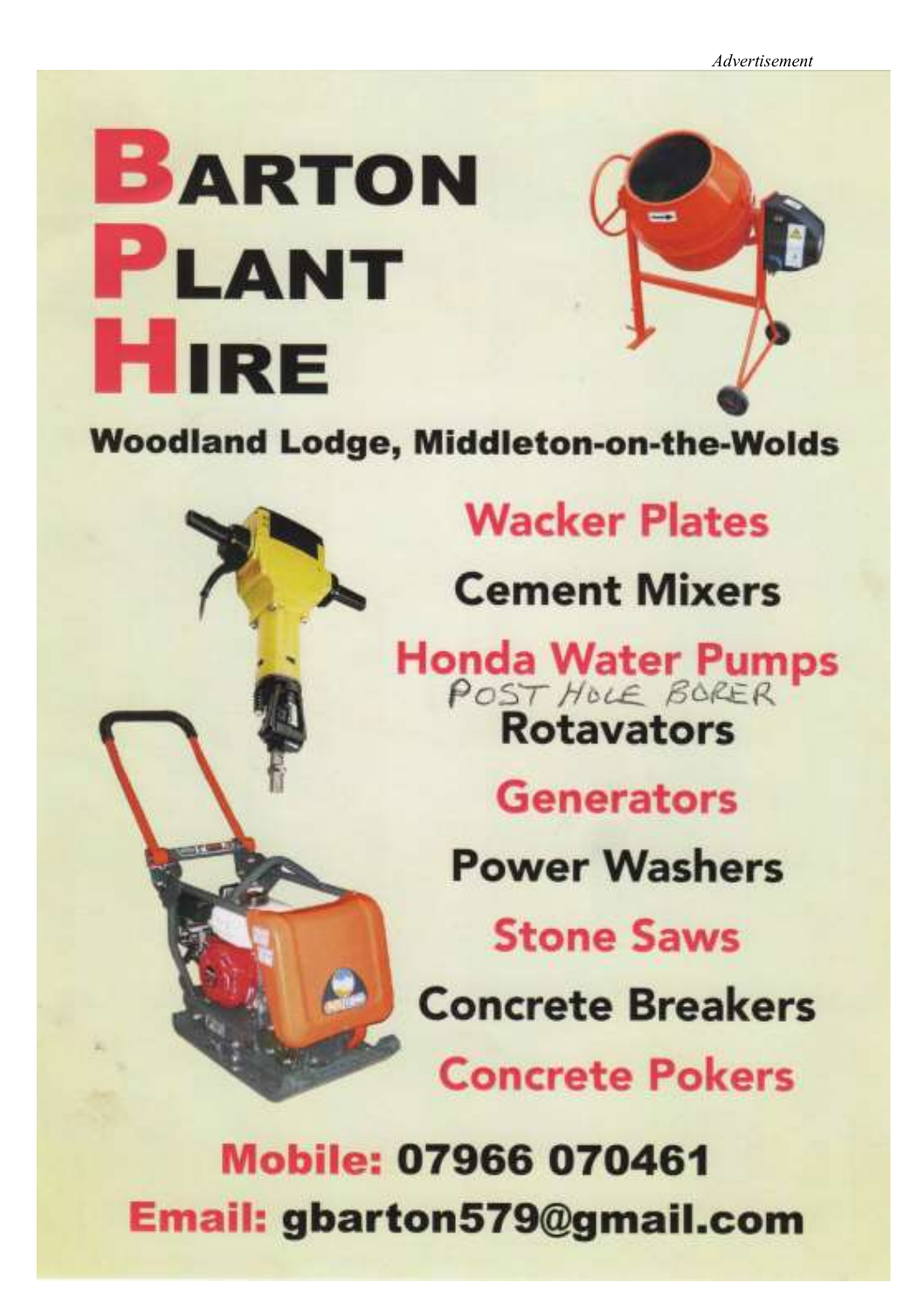*Advertisement*

# BARTON PLANT HIRE

**Woodland Lodge, Middleton-on-the-Wolds**

- Wacker Plates
- Cement Mixers
- Honda Water Pumps
- POST HOLE BORER
- Rotavators
- Generators
- Power Washers
- Stone Saws
- Concrete Breakers
- Concrete Pokers

**Mobile: 07966 070461**

**Email: gbarton579@gmail.com**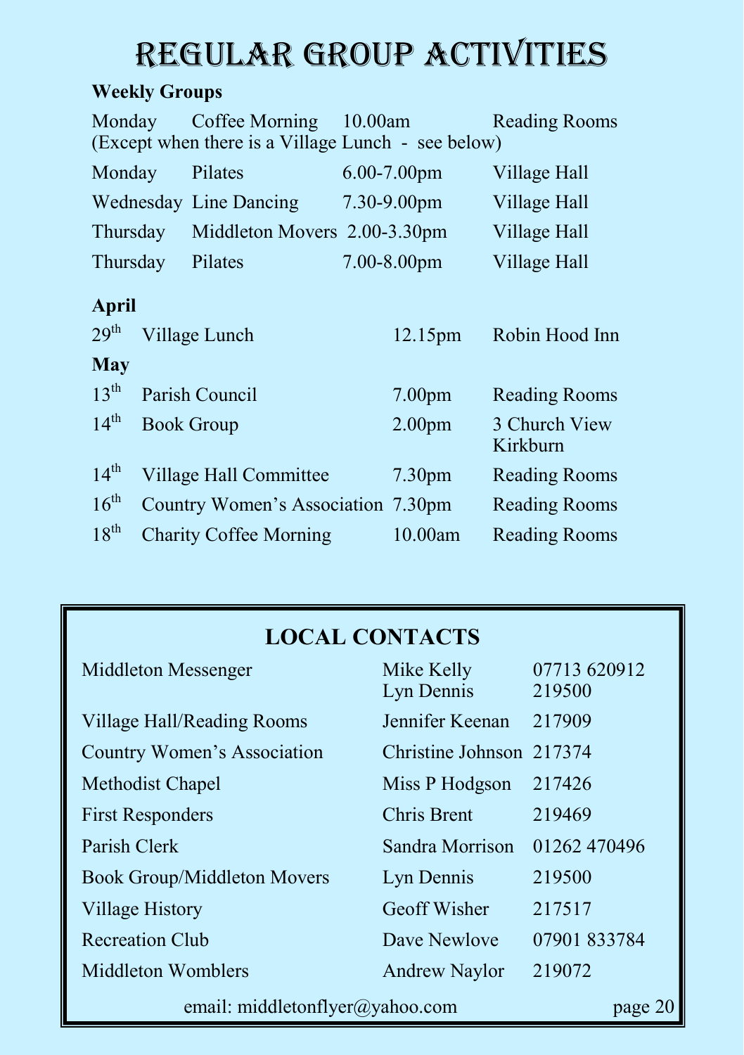# REGULAR GROUP ACTIVITIES

**Weekly Groups**

| | | | |
|---|---|---|---|
| Monday | Coffee Morning | 10.00am | Reading Rooms |

(Except when there is a Village Lunch - see below)

| | | | |
|---|---|---|---|
| Monday | Pilates | 6.00-7.00pm | Village Hall |
| Wednesday | Line Dancing | 7.30-9.00pm | Village Hall |
| Thursday | Middleton Movers | 2.00-3.30pm | Village Hall |
| Thursday | Pilates | 7.00-8.00pm | Village Hall |

**April**

| | | | |
|---|---|---|---|
| 29th | Village Lunch | 12.15pm | Robin Hood Inn |

**May**

| | | | |
|---|---|---|---|
| 13th | Parish Council | 7.00pm | Reading Rooms |
| 14th | Book Group | 2.00pm | 3 Church View Kirkburn |
| 14th | Village Hall Committee | 7.30pm | Reading Rooms |
| 16th | Country Women's Association | 7.30pm | Reading Rooms |
| 18th | Charity Coffee Morning | 10.00am | Reading Rooms |

## LOCAL CONTACTS

| | | |
|---|---|---|
| Middleton Messenger | Mike Kelly | 07713 620912 |
| | Lyn Dennis | 219500 |
| Village Hall/Reading Rooms | Jennifer Keenan | 217909 |
| Country Women's Association | Christine Johnson | 217374 |
| Methodist Chapel | Miss P Hodgson | 217426 |
| First Responders | Chris Brent | 219469 |
| Parish Clerk | Sandra Morrison | 01262 470496 |
| Book Group/Middleton Movers | Lyn Dennis | 219500 |
| Village History | Geoff Wisher | 217517 |
| Recreation Club | Dave Newlove | 07901 833784 |
| Middleton Womblers | Andrew Naylor | 219072 |

email: middletonflyer@yahoo.com